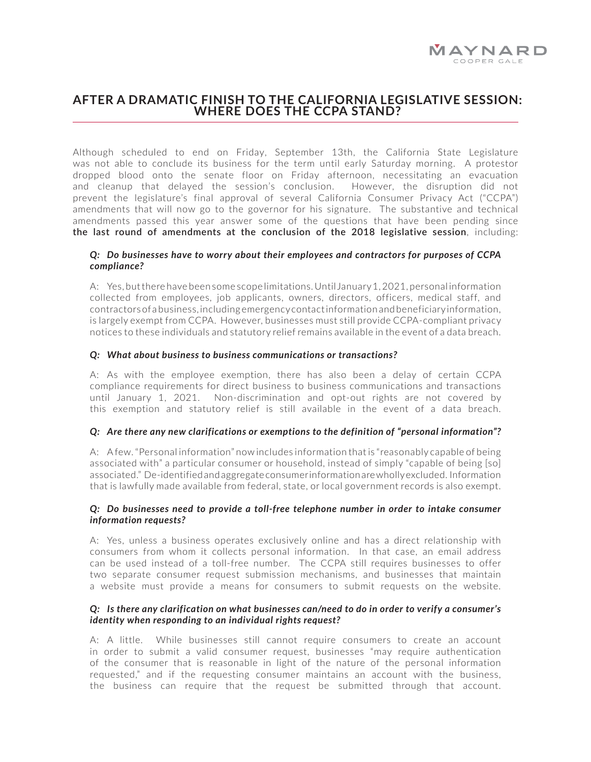# AFTER A DRAMATIC FINISH TO THE CALIFORNIA LEGISLATIVE SESSION: WHERE DOES THE CCPA STAND?

Although scheduled to end on Friday, September 13th, the California State Legislature was not able to conclude its business for the term until early Saturday morning. A protestor dropped blood onto the senate floor on Friday afternoon, necessitating an evacuation and cleanup that delayed the session's conclusion. However, the disruption did not prevent the legislature's final approval of several California Consumer Privacy Act ("CCPA") amendments that will now go to the governor for his signature. The substantive and technical amendments passed this year answer some of the questions that have been pending since **the last round of amendments at the conclusion of the 2018 legislative session**, including:

***Q: Do businesses have to worry about their employees and contractors for purposes of CCPA compliance?***

A: Yes, but there have been some scope limitations. Until January 1, 2021, personal information collected from employees, job applicants, owners, directors, officers, medical staff, and contractors of a business, including emergency contact information and beneficiary information, is largely exempt from CCPA. However, businesses must still provide CCPA-compliant privacy notices to these individuals and statutory relief remains available in the event of a data breach.

***Q: What about business to business communications or transactions?***

A: As with the employee exemption, there has also been a delay of certain CCPA compliance requirements for direct business to business communications and transactions until January 1, 2021. Non-discrimination and opt-out rights are not covered by this exemption and statutory relief is still available in the event of a data breach.

***Q: Are there any new clarifications or exemptions to the definition of "personal information"?***

A: A few. "Personal information" now includes information that is "reasonably capable of being associated with" a particular consumer or household, instead of simply "capable of being [so] associated." De-identified and aggregate consumer information are wholly excluded. Information that is lawfully made available from federal, state, or local government records is also exempt.

***Q: Do businesses need to provide a toll-free telephone number in order to intake consumer information requests?***

A: Yes, unless a business operates exclusively online and has a direct relationship with consumers from whom it collects personal information. In that case, an email address can be used instead of a toll-free number. The CCPA still requires businesses to offer two separate consumer request submission mechanisms, and businesses that maintain a website must provide a means for consumers to submit requests on the website.

***Q: Is there any clarification on what businesses can/need to do in order to verify a consumer's identity when responding to an individual rights request?***

A: A little. While businesses still cannot require consumers to create an account in order to submit a valid consumer request, businesses "may require authentication of the consumer that is reasonable in light of the nature of the personal information requested," and if the requesting consumer maintains an account with the business, the business can require that the request be submitted through that account.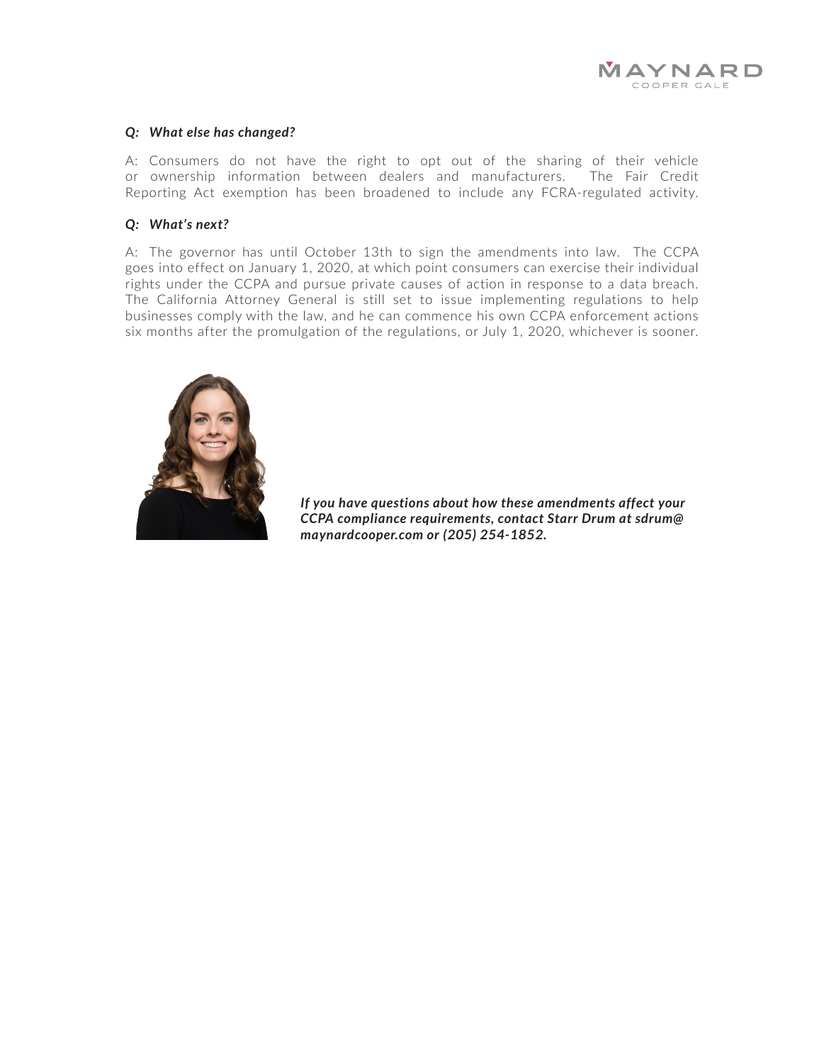***Q: What else has changed?***

A: Consumers do not have the right to opt out of the sharing of their vehicle or ownership information between dealers and manufacturers. The Fair Credit Reporting Act exemption has been broadened to include any FCRA-regulated activity.

***Q: What's next?***

A: The governor has until October 13th to sign the amendments into law. The CCPA goes into effect on January 1, 2020, at which point consumers can exercise their individual rights under the CCPA and pursue private causes of action in response to a data breach. The California Attorney General is still set to issue implementing regulations to help businesses comply with the law, and he can commence his own CCPA enforcement actions six months after the promulgation of the regulations, or July 1, 2020, whichever is sooner.

***If you have questions about how these amendments affect your CCPA compliance requirements, contact Starr Drum at sdrum@maynardcooper.com or (205) 254-1852.***